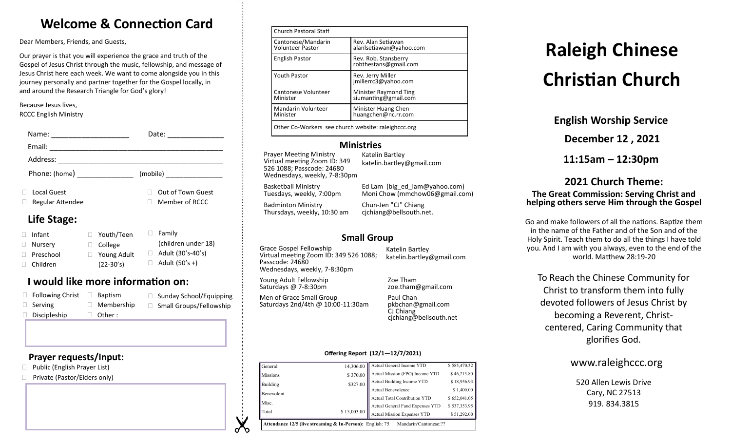# Welcome & Connection Card

Dear Members, Friends, and Guests,

Our prayer is that you will experience the grace and truth of the Gospel of Jesus Christ through the music, fellowship, and message of Jesus Christ here each week. We want to come alongside you in this journey personally and partner together for the Gospel locally, in and around the Research Triangle for God's glory!

Because Jesus lives,
RCCC English Ministry

Name: ____________________ Date: ______________

Email: ____________________________________________

Address: __________________________________________

Phone: (home) ______________ (mobile) ______________

- ☐ Local Guest
- ☐ Out of Town Guest
- ☐ Regular Attendee
- ☐ Member of RCCC

## Life Stage:

- ☐ Infant
- ☐ Nursery
- ☐ Preschool
- ☐ Children
- ☐ Youth/Teen
- ☐ College
- ☐ Young Adult (22-30's)
- ☐ Family (children under 18)
- ☐ Adult (30's-40's)
- ☐ Adult (50's +)

## I would like more information on:

- ☐ Following Christ
- ☐ Serving
- ☐ Discipleship
- ☐ Baptism
- ☐ Membership
- ☐ Other :
- ☐ Sunday School/Equipping
- ☐ Small Groups/Fellowship

## Prayer requests/Input:

- ☐ Public (English Prayer List)
- ☐ Private (Pastor/Elders only)

| Church Pastoral Staff | |
|---|---|
| Cantonese/Mandarin Volunteer Pastor | Rev. Alan Setiawan alanlsetiawan@yahoo.com |
| English Pastor | Rev. Rob. Stansberry robthestans@gmail.com |
| Youth Pastor | Rev. Jerry Miller jmillerrc3@yahoo.com |
| Cantonese Volunteer Minister | Minister Raymond Ting siumanting@gmail.com |
| Mandarin Volunteer Minister | Minister Huang Chen huangchen@nc.rr.com |
| Other Co-Workers see church website: raleighccc.org | |

## Ministries

| | |
|---|---|
| Prayer Meeting Ministry<br>Virtual meeting Zoom ID: 349 526 1088; Passcode: 24680<br>Wednesdays, weekly, 7-8:30pm | Katelin Bartley<br>katelin.bartley@gmail.com |
| Basketball Ministry<br>Tuesdays, weekly, 7:00pm | Ed Lam (big_ed_lam@yahoo.com)<br>Moni Chow (mmchow06@gmail.com) |
| Badminton Ministry<br>Thursdays, weekly, 10:30 am | Chun-Jen "CJ" Chiang<br>cjchiang@bellsouth.net. |

## Small Group

| | |
|---|---|
| Grace Gospel Fellowship<br>Virtual meeting Zoom ID: 349 526 1088; Passcode: 24680<br>Wednesdays, weekly, 7-8:30pm | Katelin Bartley<br>katelin.bartley@gmail.com |
| Young Adult Fellowship<br>Saturdays @ 7-8:30pm | Zoe Tham<br>zoe.tham@gmail.com |
| Men of Grace Small Group<br>Saturdays 2nd/4th @ 10:00-11:30am | Paul Chan<br>pkbchan@gmail.com<br>CJ Chiang<br>cjchiang@bellsouth.net |

**Offering Report (12/1—12/7/2021)**

| | | | |
|---|---|---|---|
| General | 14,306.00 | Actual General Income YTD | $ 585,470.32 |
| Missions | $ 370.00 | Actual Mission (FPO) Income YTD | $ 46,213.80 |
| Building | $327.00 | Actual Building Income YTD | $ 18,956.93 |
| Benevolent | | Actual Benevolence | $ 1,400.00 |
| Misc. | | Actual Total Contribution YTD | $ 652,041.05 |
| | | Actual General Fund Expenses YTD | $ 537,353.95 |
| Total | $ 15,003.00 | Actual Mission Expenses YTD | $ 51,292.00 |

**Attendance 12/5 (live streaming & In-Person):** English: 75 Mandarin/Cantonese:??

# Raleigh Chinese Christian Church

## English Worship Service

**December 12 , 2021**

**11:15am – 12:30pm**

## 2021 Church Theme:

**The Great Commission: Serving Christ and helping others serve Him through the Gospel**

Go and make followers of all the nations. Baptize them in the name of the Father and of the Son and of the Holy Spirit. Teach them to do all the things I have told you. And I am with you always, even to the end of the world. Matthew 28:19-20

To Reach the Chinese Community for Christ to transform them into fully devoted followers of Jesus Christ by becoming a Reverent, Christ-centered, Caring Community that glorifies God.

www.raleighccc.org

520 Allen Lewis Drive
Cary, NC 27513
919. 834.3815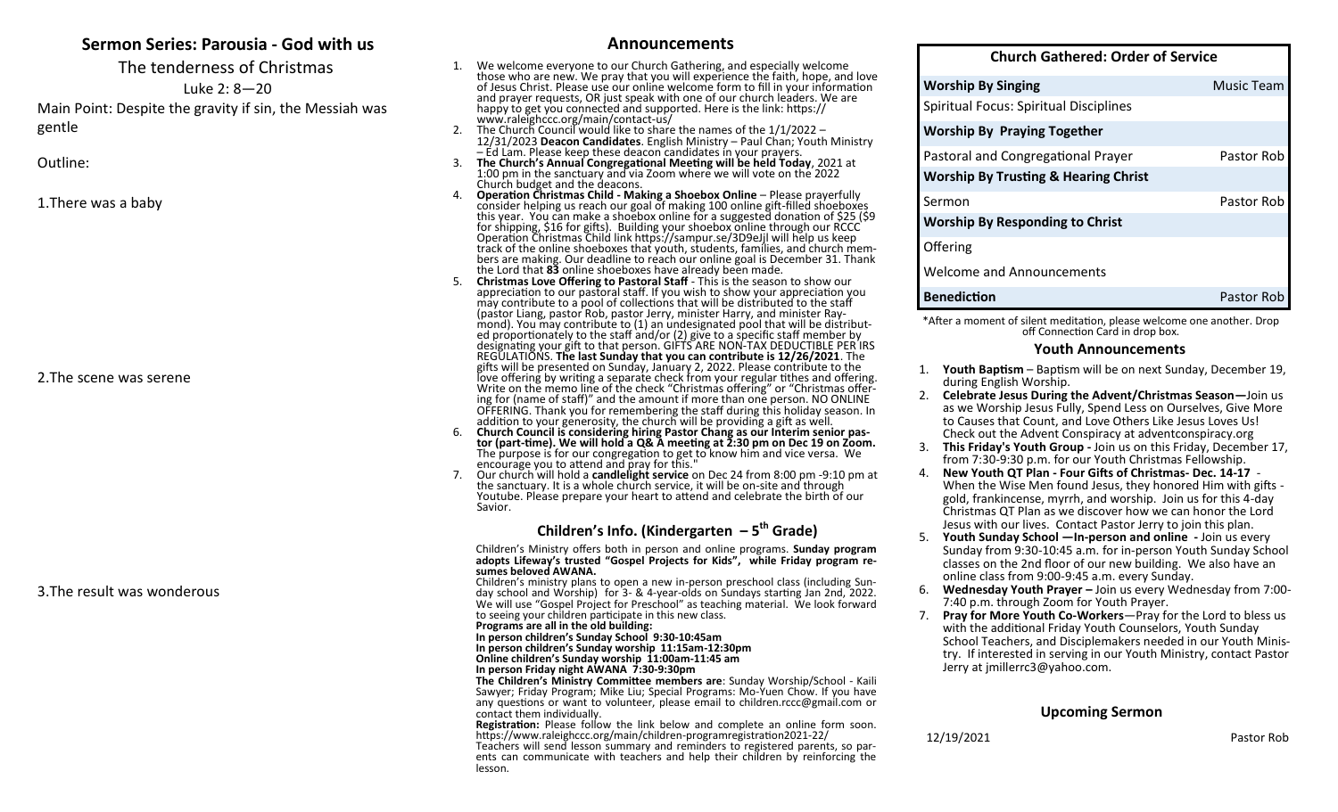## Sermon Series: Parousia - God with us

The tenderness of Christmas

Luke 2: 8—20

Main Point: Despite the gravity if sin, the Messiah was gentle

Outline:

1.There was a baby

2.The scene was serene

3.The result was wonderous

## Announcements

1. We welcome everyone to our Church Gathering, and especially welcome those who are new. We pray that you will experience the faith, hope, and love of Jesus Christ. Please use our online welcome form to fill in your information and prayer requests, OR just speak with one of our church leaders. We are happy to get you connected and supported. Here is the link: https://www.raleighccc.org/main/contact-us/
2. The Church Council would like to share the names of the 1/1/2022 – 12/31/2023 **Deacon Candidates**. English Ministry – Paul Chan; Youth Ministry – Ed Lam. Please keep these deacon candidates in your prayers.
3. **The Church's Annual Congregational Meeting will be held Today**, 2021 at 1:00 pm in the sanctuary and via Zoom where we will vote on the 2022 Church budget and the deacons.
4. **Operation Christmas Child - Making a Shoebox Online** – Please prayerfully consider helping us reach our goal of making 100 online gift-filled shoeboxes this year. You can make a shoebox online for a suggested donation of $25 ($9 for shipping, $16 for gifts). Building your shoebox online through our RCCC Operation Christmas Child link https://sampur.se/3D9eJjl will help us keep track of the online shoeboxes that youth, students, families, and church members are making. Our deadline to reach our online goal is December 31. Thank the Lord that **83** online shoeboxes have already been made.
5. **Christmas Love Offering to Pastoral Staff** - This is the season to show our appreciation to our pastoral staff. If you wish to show your appreciation you may contribute to a pool of collections that will be distributed to the staff (pastor Liang, pastor Rob, pastor Jerry, minister Harry, and minister Raymond). You may contribute to (1) an undesignated pool that will be distributed proportionately to the staff and/or (2) give to a specific staff member by designating your gift to that person. GIFTS ARE NON-TAX DEDUCTIBLE PER IRS REGULATIONS. **The last Sunday that you can contribute is 12/26/2021**. The gifts will be presented on Sunday, January 2, 2022. Please contribute to the love offering by writing a separate check from your regular tithes and offering. Write on the memo line of the check "Christmas offering" or "Christmas offering for (name of staff)" and the amount if more than one person. NO ONLINE OFFERING. Thank you for remembering the staff during this holiday season. In addition to your generosity, the church will be providing a gift as well.
6. **Church Council is considering hiring Pastor Chang as our Interim senior pastor (part-time). We will hold a Q& A meeting at 2:30 pm on Dec 19 on Zoom.** The purpose is for our congregation to get to know him and vice versa. We encourage you to attend and pray for this."
7. Our church will hold a **candlelight service** on Dec 24 from 8:00 pm -9:10 pm at the sanctuary. It is a whole church service, it will be on-site and through Youtube. Please prepare your heart to attend and celebrate the birth of our Savior.

### Children's Info. (Kindergarten – 5th Grade)

Children's Ministry offers both in person and online programs. **Sunday program adopts Lifeway's trusted "Gospel Projects for Kids", while Friday program resumes beloved AWANA.**

Children's ministry plans to open a new in-person preschool class (including Sunday school and Worship) for 3- & 4-year-olds on Sundays starting Jan 2nd, 2022. We will use "Gospel Project for Preschool" as teaching material. We look forward to seeing your children participate in this new class.

**Programs are all in the old building:**
**In person children's Sunday School 9:30-10:45am**
**In person children's Sunday worship 11:15am-12:30pm**
**Online children's Sunday worship 11:00am-11:45 am**
**In person Friday night AWANA 7:30-9:30pm**

**The Children's Ministry Committee members are**: Sunday Worship/School - Kaili Sawyer; Friday Program; Mike Liu; Special Programs: Mo-Yuen Chow. If you have any questions or want to volunteer, please email to children.rccc@gmail.com or contact them individually.

**Registration:** Please follow the link below and complete an online form soon. https://www.raleighccc.org/main/children-programregistration2021-22/

Teachers will send lesson summary and reminders to registered parents, so parents can communicate with teachers and help their children by reinforcing the lesson.

## Church Gathered: Order of Service

| | |
|---|---|
| **Worship By Singing** | Music Team |
| Spiritual Focus: Spiritual Disciplines | |
| **Worship By Praying Together** | |
| Pastoral and Congregational Prayer | Pastor Rob |
| **Worship By Trusting & Hearing Christ** | |
| Sermon | Pastor Rob |
| **Worship By Responding to Christ** | |
| Offering | |
| Welcome and Announcements | |
| **Benediction** | Pastor Rob |

*After a moment of silent meditation, please welcome one another. Drop off Connection Card in drop box.

### Youth Announcements

1. **Youth Baptism** – Baptism will be on next Sunday, December 19, during English Worship.
2. **Celebrate Jesus During the Advent/Christmas Season—**Join us as we Worship Jesus Fully, Spend Less on Ourselves, Give More to Causes that Count, and Love Others Like Jesus Loves Us! Check out the Advent Conspiracy at adventconspiracy.org
3. **This Friday's Youth Group -** Join us on this Friday, December 17, from 7:30-9:30 p.m. for our Youth Christmas Fellowship.
4. **New Youth QT Plan - Four Gifts of Christmas- Dec. 14-17** - When the Wise Men found Jesus, they honored Him with gifts - gold, frankincense, myrrh, and worship. Join us for this 4-day Christmas QT Plan as we discover how we can honor the Lord Jesus with our lives. Contact Pastor Jerry to join this plan.
5. **Youth Sunday School —In-person and online -** Join us every Sunday from 9:30-10:45 a.m. for in-person Youth Sunday School classes on the 2nd floor of our new building. We also have an online class from 9:00-9:45 a.m. every Sunday.
6. **Wednesday Youth Prayer –** Join us every Wednesday from 7:00-7:40 p.m. through Zoom for Youth Prayer.
7. **Pray for More Youth Co-Workers**—Pray for the Lord to bless us with the additional Friday Youth Counselors, Youth Sunday School Teachers, and Disciplemakers needed in our Youth Ministry. If interested in serving in our Youth Ministry, contact Pastor Jerry at jmillerrc3@yahoo.com.

### Upcoming Sermon

12/19/2021 Pastor Rob